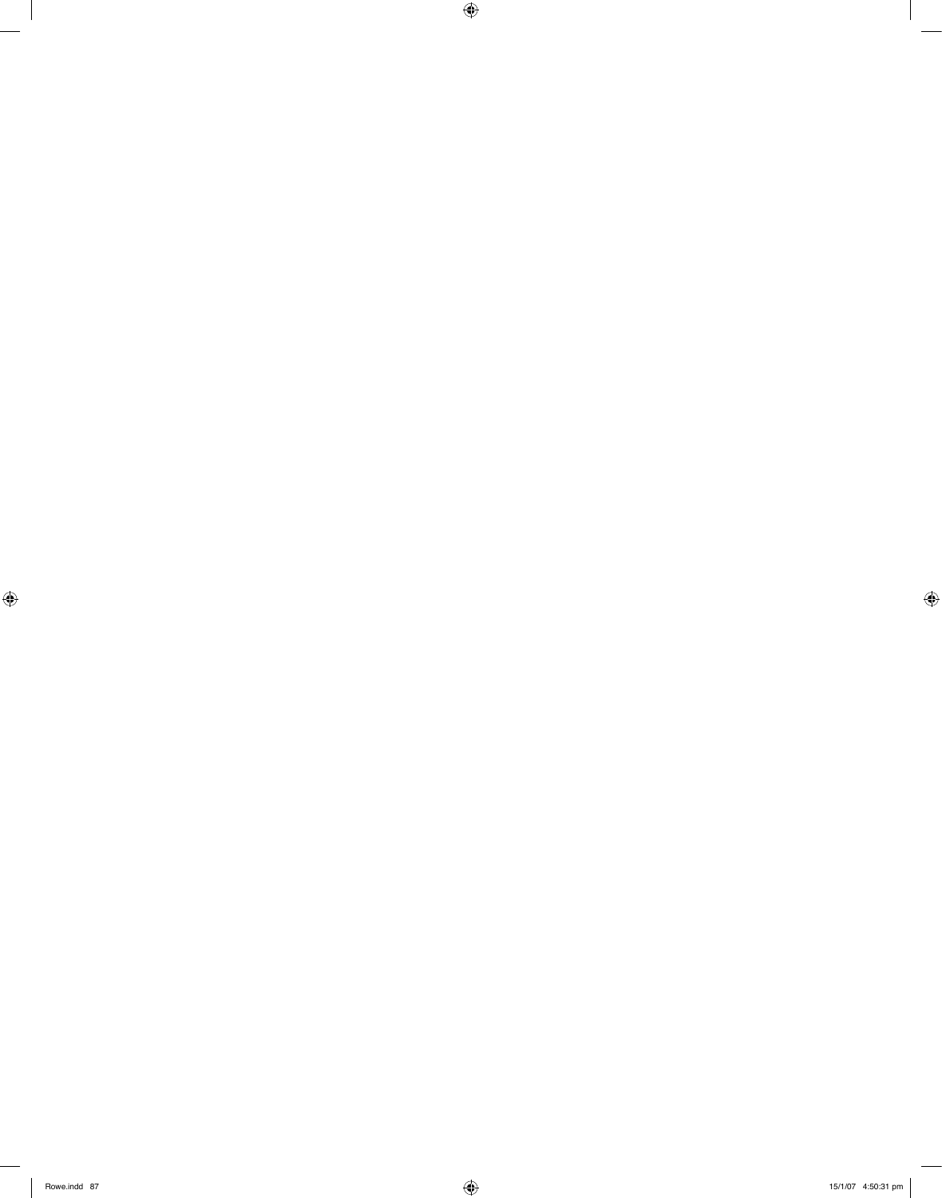$\overline{\phantom{0}}$ 

 $\bigoplus$ 

 $\begin{array}{c} \hline \end{array}$  $\overline{a}$ 

 $\bigoplus$ 

 $\bigoplus$